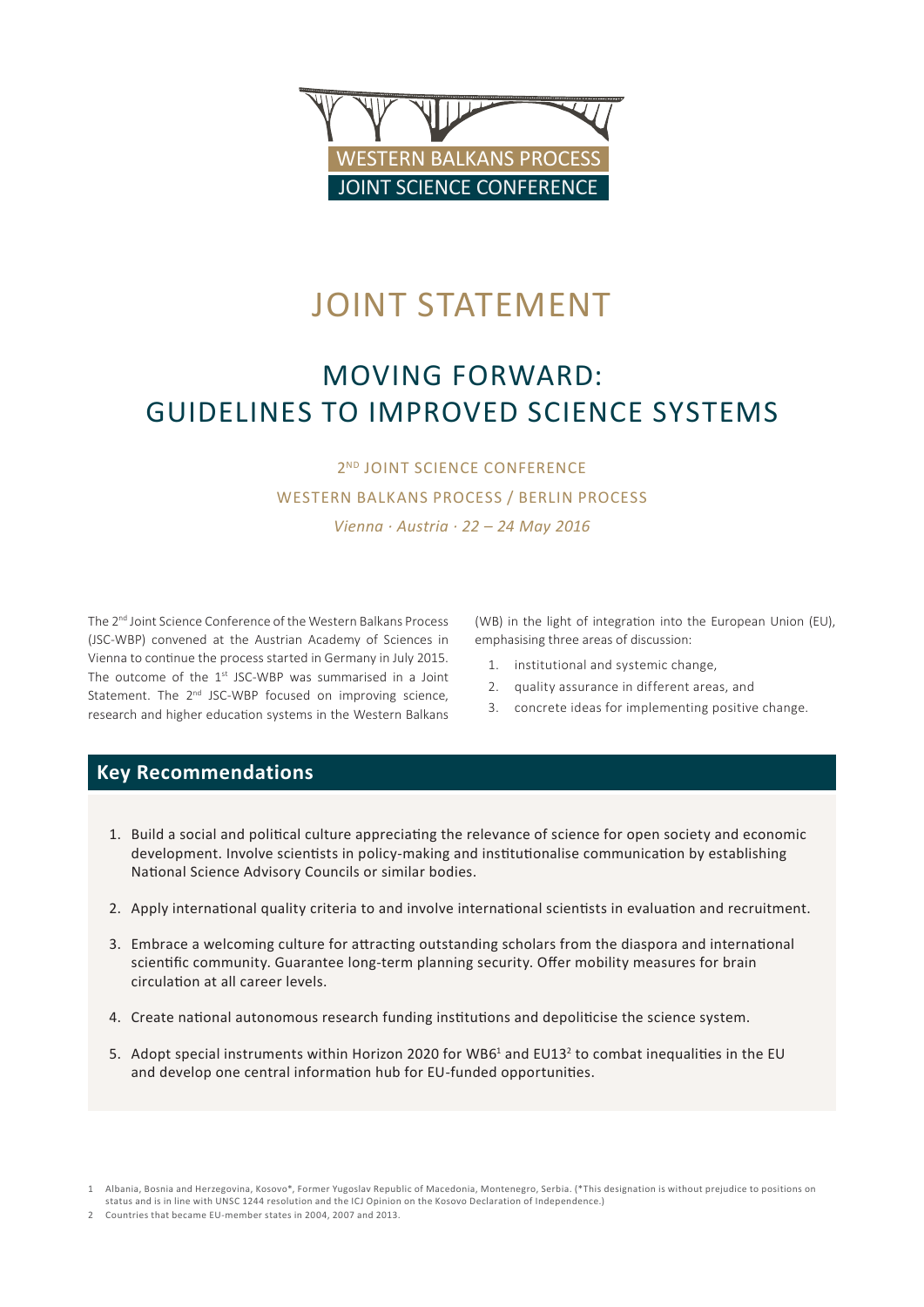WESTERN BALKANS PROCESS
JOINT SCIENCE CONFERENCE

# JOINT STATEMENT

# MOVING FORWARD: GUIDELINES TO IMPROVED SCIENCE SYSTEMS

2ND JOINT SCIENCE CONFERENCE

WESTERN BALKANS PROCESS / BERLIN PROCESS

*Vienna · Austria · 22 – 24 May 2016*

The 2nd Joint Science Conference of the Western Balkans Process (JSC-WBP) convened at the Austrian Academy of Sciences in Vienna to continue the process started in Germany in July 2015. The outcome of the 1st JSC-WBP was summarised in a Joint Statement. The 2nd JSC-WBP focused on improving science, research and higher education systems in the Western Balkans (WB) in the light of integration into the European Union (EU), emphasising three areas of discussion:

1. institutional and systemic change,
2. quality assurance in different areas, and
3. concrete ideas for implementing positive change.

## Key Recommendations

1. Build a social and political culture appreciating the relevance of science for open society and economic development. Involve scientists in policy-making and institutionalise communication by establishing National Science Advisory Councils or similar bodies.
2. Apply international quality criteria to and involve international scientists in evaluation and recruitment.
3. Embrace a welcoming culture for attracting outstanding scholars from the diaspora and international scientific community. Guarantee long-term planning security. Offer mobility measures for brain circulation at all career levels.
4. Create national autonomous research funding institutions and depoliticise the science system.
5. Adopt special instruments within Horizon 2020 for WB6[1] and EU13[2] to combat inequalities in the EU and develop one central information hub for EU-funded opportunities.

1 Albania, Bosnia and Herzegovina, Kosovo*, Former Yugoslav Republic of Macedonia, Montenegro, Serbia. (*This designation is without prejudice to positions on status and is in line with UNSC 1244 resolution and the ICJ Opinion on the Kosovo Declaration of Independence.)

2 Countries that became EU-member states in 2004, 2007 and 2013.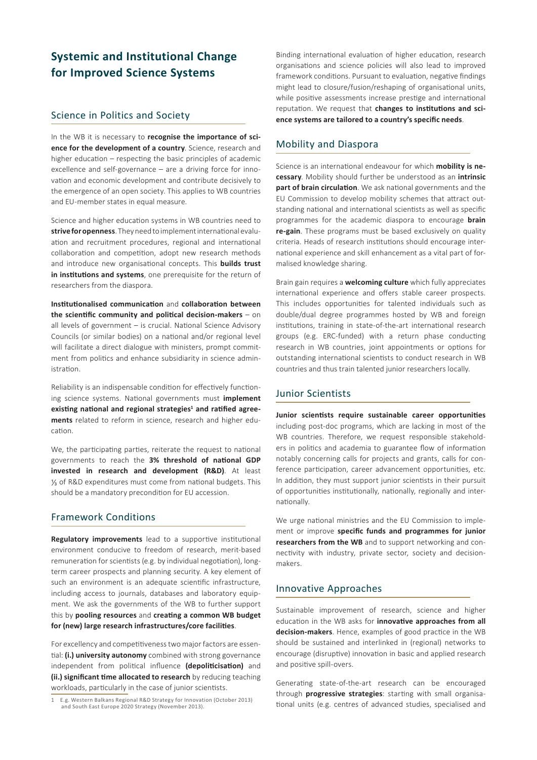# Systemic and Institutional Change for Improved Science Systems

## Science in Politics and Society

In the WB it is necessary to **recognise the importance of science for the development of a country**. Science, research and higher education – respecting the basic principles of academic excellence and self-governance – are a driving force for innovation and economic development and contribute decisively to the emergence of an open society. This applies to WB countries and EU-member states in equal measure.

Science and higher education systems in WB countries need to **strive for openness**. They need to implement international evaluation and recruitment procedures, regional and international collaboration and competition, adopt new research methods and introduce new organisational concepts. This **builds trust in institutions and systems**, one prerequisite for the return of researchers from the diaspora.

**Institutionalised communication** and **collaboration between the scientific community and political decision-makers** – on all levels of government – is crucial. National Science Advisory Councils (or similar bodies) on a national and/or regional level will facilitate a direct dialogue with ministers, prompt commitment from politics and enhance subsidiarity in science administration.

Reliability is an indispensable condition for effectively functioning science systems. National governments must **implement existing national and regional strategies**[1] **and ratified agreements** related to reform in science, research and higher education.

We, the participating parties, reiterate the request to national governments to reach the **3% threshold of national GDP invested in research and development (R&D)**. At least ⅓ of R&D expenditures must come from national budgets. This should be a mandatory precondition for EU accession.

## Framework Conditions

**Regulatory improvements** lead to a supportive institutional environment conducive to freedom of research, merit-based remuneration for scientists (e.g. by individual negotiation), long-term career prospects and planning security. A key element of such an environment is an adequate scientific infrastructure, including access to journals, databases and laboratory equipment. We ask the governments of the WB to further support this by **pooling resources** and **creating a common WB budget for (new) large research infrastructures/core facilities**.

For excellency and competitiveness two major factors are essential: **(i.) university autonomy** combined with strong governance independent from political influence **(depoliticisation)** and **(ii.) significant time allocated to research** by reducing teaching workloads, particularly in the case of junior scientists.

1 E.g. Western Balkans Regional R&D Strategy for Innovation (October 2013) and South East Europe 2020 Strategy (November 2013).

Binding international evaluation of higher education, research organisations and science policies will also lead to improved framework conditions. Pursuant to evaluation, negative findings might lead to closure/fusion/reshaping of organisational units, while positive assessments increase prestige and international reputation. We request that **changes to institutions and science systems are tailored to a country's specific needs**.

## Mobility and Diaspora

Science is an international endeavour for which **mobility is necessary**. Mobility should further be understood as an **intrinsic part of brain circulation**. We ask national governments and the EU Commission to develop mobility schemes that attract outstanding national and international scientists as well as specific programmes for the academic diaspora to encourage **brain re-gain**. These programs must be based exclusively on quality criteria. Heads of research institutions should encourage international experience and skill enhancement as a vital part of formalised knowledge sharing.

Brain gain requires a **welcoming culture** which fully appreciates international experience and offers stable career prospects. This includes opportunities for talented individuals such as double/dual degree programmes hosted by WB and foreign institutions, training in state-of-the-art international research groups (e.g. ERC-funded) with a return phase conducting research in WB countries, joint appointments or options for outstanding international scientists to conduct research in WB countries and thus train talented junior researchers locally.

## Junior Scientists

**Junior scientists require sustainable career opportunities** including post-doc programs, which are lacking in most of the WB countries. Therefore, we request responsible stakeholders in politics and academia to guarantee flow of information notably concerning calls for projects and grants, calls for conference participation, career advancement opportunities, etc. In addition, they must support junior scientists in their pursuit of opportunities institutionally, nationally, regionally and internationally.

We urge national ministries and the EU Commission to implement or improve **specific funds and programmes for junior researchers from the WB** and to support networking and connectivity with industry, private sector, society and decision-makers.

## Innovative Approaches

Sustainable improvement of research, science and higher education in the WB asks for **innovative approaches from all decision-makers**. Hence, examples of good practice in the WB should be sustained and interlinked in (regional) networks to encourage (disruptive) innovation in basic and applied research and positive spill-overs.

Generating state-of-the-art research can be encouraged through **progressive strategies**: starting with small organisational units (e.g. centres of advanced studies, specialised and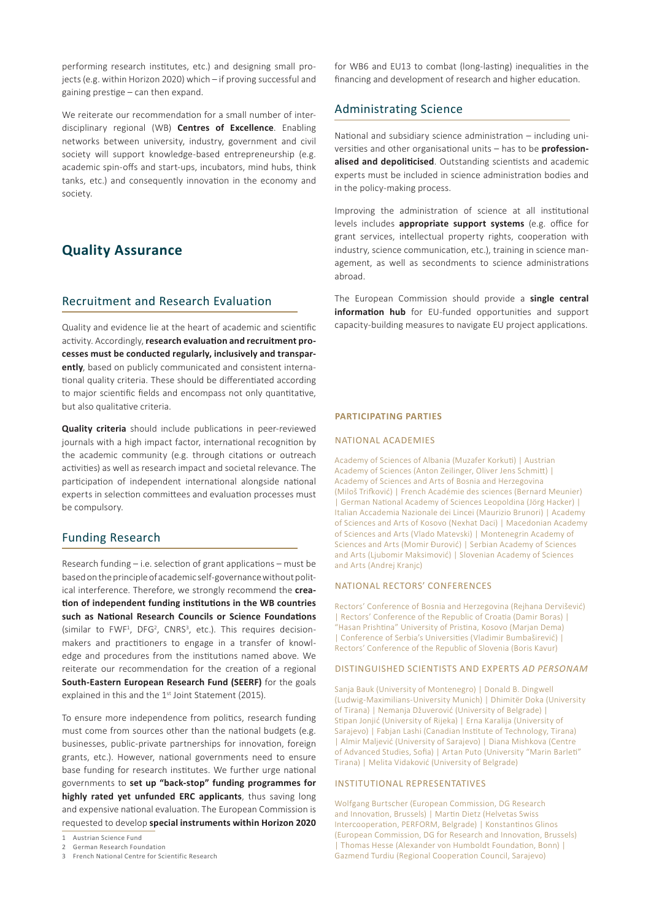performing research institutes, etc.) and designing small projects (e.g. within Horizon 2020) which – if proving successful and gaining prestige – can then expand.

We reiterate our recommendation for a small number of interdisciplinary regional (WB) **Centres of Excellence**. Enabling networks between university, industry, government and civil society will support knowledge-based entrepreneurship (e.g. academic spin-offs and start-ups, incubators, mind hubs, think tanks, etc.) and consequently innovation in the economy and society.

# Quality Assurance

## Recruitment and Research Evaluation

Quality and evidence lie at the heart of academic and scientific activity. Accordingly, **research evaluation and recruitment processes must be conducted regularly, inclusively and transparently**, based on publicly communicated and consistent international quality criteria. These should be differentiated according to major scientific fields and encompass not only quantitative, but also qualitative criteria.

**Quality criteria** should include publications in peer-reviewed journals with a high impact factor, international recognition by the academic community (e.g. through citations or outreach activities) as well as research impact and societal relevance. The participation of independent international alongside national experts in selection committees and evaluation processes must be compulsory.

## Funding Research

Research funding – i.e. selection of grant applications – must be based on the principle of academic self-governance without political interference. Therefore, we strongly recommend the **creation of independent funding institutions in the WB countries such as National Research Councils or Science Foundations** (similar to FWF[1], DFG[2], CNRS[3], etc.). This requires decision-makers and practitioners to engage in a transfer of knowledge and procedures from the institutions named above. We reiterate our recommendation for the creation of a regional **South-Eastern European Research Fund (SEERF)** for the goals explained in this and the 1st Joint Statement (2015).

To ensure more independence from politics, research funding must come from sources other than the national budgets (e.g. businesses, public-private partnerships for innovation, foreign grants, etc.). However, national governments need to ensure base funding for research institutes. We further urge national governments to **set up "back-stop" funding programmes for highly rated yet unfunded ERC applicants**, thus saving long and expensive national evaluation. The European Commission is requested to develop **special instruments within Horizon 2020** for WB6 and EU13 to combat (long-lasting) inequalities in the financing and development of research and higher education.

## Administrating Science

National and subsidiary science administration – including universities and other organisational units – has to be **professionalised and depoliticised**. Outstanding scientists and academic experts must be included in science administration bodies and in the policy-making process.

Improving the administration of science at all institutional levels includes **appropriate support systems** (e.g. office for grant services, intellectual property rights, cooperation with industry, science communication, etc.), training in science management, as well as secondments to science administrations abroad.

The European Commission should provide a **single central information hub** for EU-funded opportunities and support capacity-building measures to navigate EU project applications.

1 Austrian Science Fund
2 German Research Foundation
3 French National Centre for Scientific Research

### PARTICIPATING PARTIES

#### NATIONAL ACADEMIES

Academy of Sciences of Albania (Muzafer Korkuti) | Austrian Academy of Sciences (Anton Zeilinger, Oliver Jens Schmitt) | Academy of Sciences and Arts of Bosnia and Herzegovina (Miloš Trifković) | French Académie des sciences (Bernard Meunier) | German National Academy of Sciences Leopoldina (Jörg Hacker) | Italian Accademia Nazionale dei Lincei (Maurizio Brunori) | Academy of Sciences and Arts of Kosovo (Nexhat Daci) | Macedonian Academy of Sciences and Arts (Vlado Matevski) | Montenegrin Academy of Sciences and Arts (Momir Đurović) | Serbian Academy of Sciences and Arts (Ljubomir Maksimović) | Slovenian Academy of Sciences and Arts (Andrej Kranjc)

#### NATIONAL RECTORS' CONFERENCES

Rectors' Conference of Bosnia and Herzegovina (Rejhana Dervišević) | Rectors' Conference of the Republic of Croatia (Damir Boras) | "Hasan Prishtina" University of Pristina, Kosovo (Marjan Dema) | Conference of Serbia's Universities (Vladimir Bumbaširević) | Rectors' Conference of the Republic of Slovenia (Boris Kavur)

#### DISTINGUISHED SCIENTISTS AND EXPERTS *AD PERSONAM*

Sanja Bauk (University of Montenegro) | Donald B. Dingwell (Ludwig-Maximilians-University Munich) | Dhimitër Doka (University of Tirana) | Nemanja Džuverović (University of Belgrade) | Stipan Jonjić (University of Rijeka) | Erna Karalija (University of Sarajevo) | Fabjan Lashi (Canadian Institute of Technology, Tirana) | Almir Maljević (University of Sarajevo) | Diana Mishkova (Centre of Advanced Studies, Sofia) | Artan Puto (University "Marin Barleti" Tirana) | Melita Vidaković (University of Belgrade)

#### INSTITUTIONAL REPRESENTATIVES

Wolfgang Burtscher (European Commission, DG Research and Innovation, Brussels) | Martin Dietz (Helvetas Swiss Intercooperation, PERFORM, Belgrade) | Konstantinos Glinos (European Commission, DG for Research and Innovation, Brussels) | Thomas Hesse (Alexander von Humboldt Foundation, Bonn) | Gazmend Turdiu (Regional Cooperation Council, Sarajevo)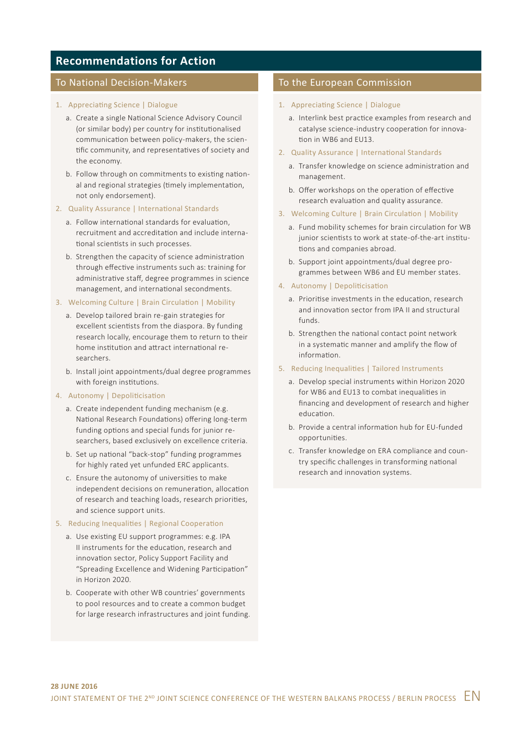## Recommendations for Action

### To National Decision-Makers

1. Appreciating Science | Dialogue
   a. Create a single National Science Advisory Council (or similar body) per country for institutionalised communication between policy-makers, the scientific community, and representatives of society and the economy.
   b. Follow through on commitments to existing national and regional strategies (timely implementation, not only endorsement).
2. Quality Assurance | International Standards
   a. Follow international standards for evaluation, recruitment and accreditation and include international scientists in such processes.
   b. Strengthen the capacity of science administration through effective instruments such as: training for administrative staff, degree programmes in science management, and international secondments.
3. Welcoming Culture | Brain Circulation | Mobility
   a. Develop tailored brain re-gain strategies for excellent scientists from the diaspora. By funding research locally, encourage them to return to their home institution and attract international researchers.
   b. Install joint appointments/dual degree programmes with foreign institutions.
4. Autonomy | Depoliticisation
   a. Create independent funding mechanism (e.g. National Research Foundations) offering long-term funding options and special funds for junior researchers, based exclusively on excellence criteria.
   b. Set up national "back-stop" funding programmes for highly rated yet unfunded ERC applicants.
   c. Ensure the autonomy of universities to make independent decisions on remuneration, allocation of research and teaching loads, research priorities, and science support units.
5. Reducing Inequalities | Regional Cooperation
   a. Use existing EU support programmes: e.g. IPA II instruments for the education, research and innovation sector, Policy Support Facility and "Spreading Excellence and Widening Participation" in Horizon 2020.
   b. Cooperate with other WB countries' governments to pool resources and to create a common budget for large research infrastructures and joint funding.

### To the European Commission

1. Appreciating Science | Dialogue
   a. Interlink best practice examples from research and catalyse science-industry cooperation for innovation in WB6 and EU13.
2. Quality Assurance | International Standards
   a. Transfer knowledge on science administration and management.
   b. Offer workshops on the operation of effective research evaluation and quality assurance.
3. Welcoming Culture | Brain Circulation | Mobility
   a. Fund mobility schemes for brain circulation for WB junior scientists to work at state-of-the-art institutions and companies abroad.
   b. Support joint appointments/dual degree programmes between WB6 and EU member states.
4. Autonomy | Depoliticisation
   a. Prioritise investments in the education, research and innovation sector from IPA II and structural funds.
   b. Strengthen the national contact point network in a systematic manner and amplify the flow of information.
5. Reducing Inequalities | Tailored Instruments
   a. Develop special instruments within Horizon 2020 for WB6 and EU13 to combat inequalities in financing and development of research and higher education.
   b. Provide a central information hub for EU-funded opportunities.
   c. Transfer knowledge on ERA compliance and country specific challenges in transforming national research and innovation systems.